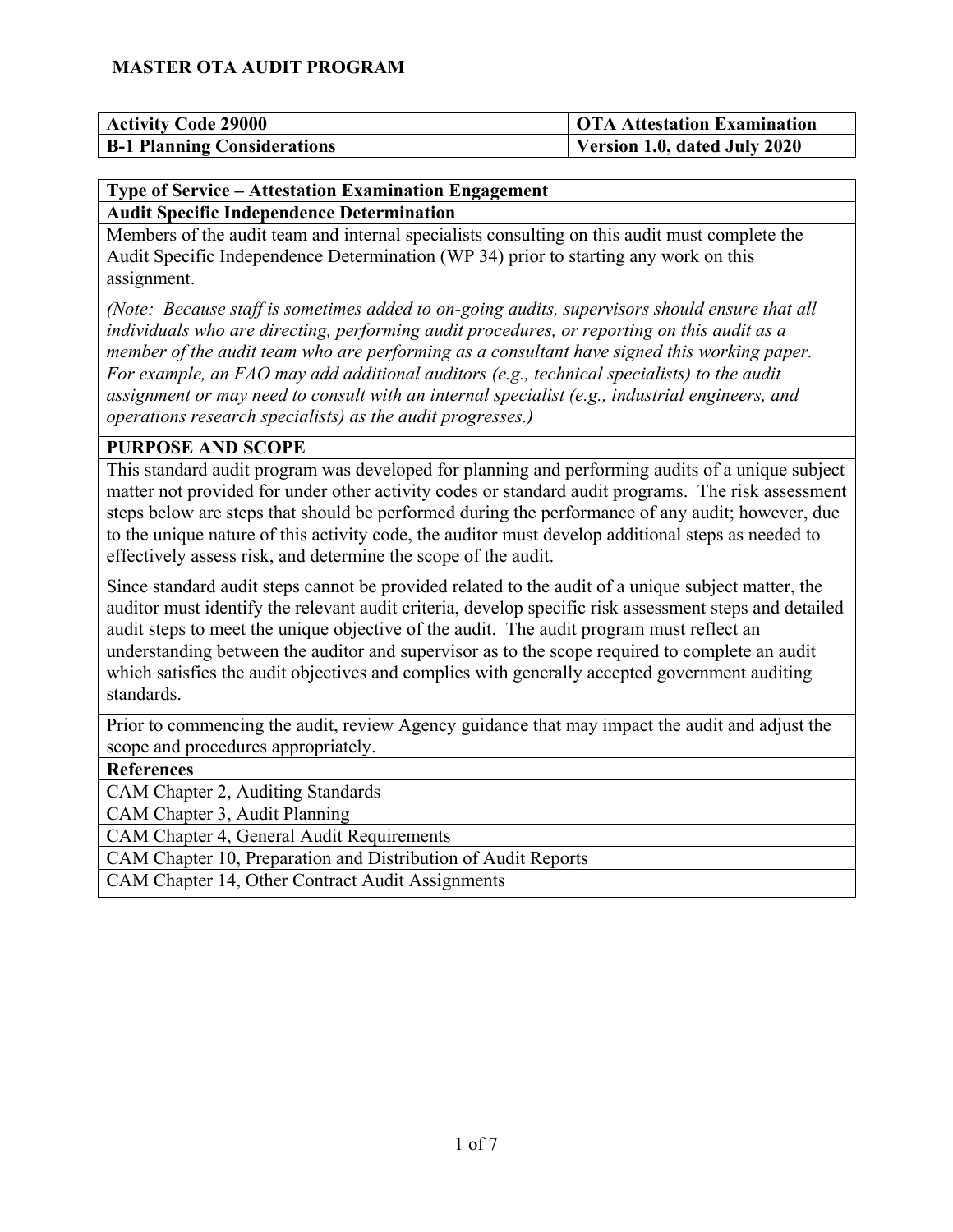**MASTER OTA AUDIT PROGRAM**

| Activity Code 29000 | OTA Attestation Examination |
|---|---|
| **B-1 Planning Considerations** | **Version 1.0, dated July 2020** |

**Type of Service – Attestation Examination Engagement**

**Audit Specific Independence Determination**

Members of the audit team and internal specialists consulting on this audit must complete the Audit Specific Independence Determination (WP 34) prior to starting any work on this assignment.

*(Note: Because staff is sometimes added to on-going audits, supervisors should ensure that all individuals who are directing, performing audit procedures, or reporting on this audit as a member of the audit team who are performing as a consultant have signed this working paper. For example, an FAO may add additional auditors (e.g., technical specialists) to the audit assignment or may need to consult with an internal specialist (e.g., industrial engineers, and operations research specialists) as the audit progresses.)*

**PURPOSE AND SCOPE**

This standard audit program was developed for planning and performing audits of a unique subject matter not provided for under other activity codes or standard audit programs. The risk assessment steps below are steps that should be performed during the performance of any audit; however, due to the unique nature of this activity code, the auditor must develop additional steps as needed to effectively assess risk, and determine the scope of the audit.

Since standard audit steps cannot be provided related to the audit of a unique subject matter, the auditor must identify the relevant audit criteria, develop specific risk assessment steps and detailed audit steps to meet the unique objective of the audit. The audit program must reflect an understanding between the auditor and supervisor as to the scope required to complete an audit which satisfies the audit objectives and complies with generally accepted government auditing standards.

Prior to commencing the audit, review Agency guidance that may impact the audit and adjust the scope and procedures appropriately.

**References**

- CAM Chapter 2, Auditing Standards
- CAM Chapter 3, Audit Planning
- CAM Chapter 4, General Audit Requirements
- CAM Chapter 10, Preparation and Distribution of Audit Reports
- CAM Chapter 14, Other Contract Audit Assignments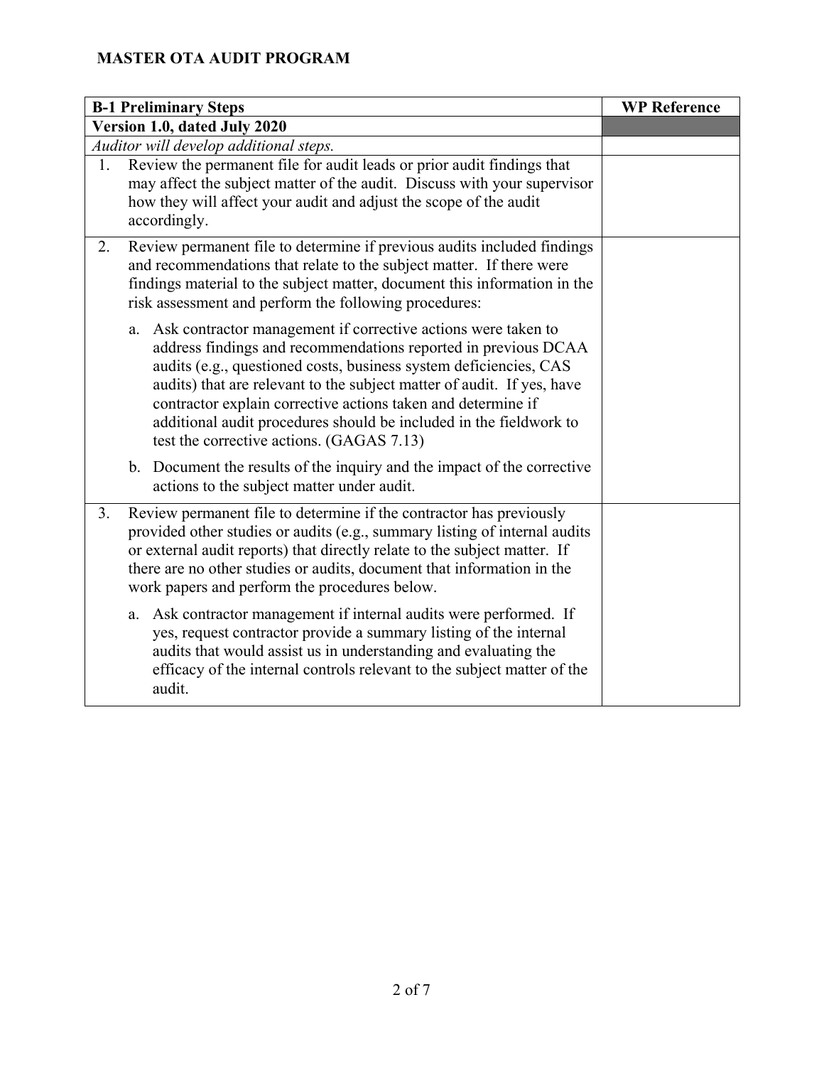**MASTER OTA AUDIT PROGRAM**

| **B-1 Preliminary Steps** | **WP Reference** |
| --- | --- |
| **Version 1.0, dated July 2020** | |
| *Auditor will develop additional steps.* | |
| 1. Review the permanent file for audit leads or prior audit findings that may affect the subject matter of the audit. Discuss with your supervisor how they will affect your audit and adjust the scope of the audit accordingly. | |
| 2. Review permanent file to determine if previous audits included findings and recommendations that relate to the subject matter. If there were findings material to the subject matter, document this information in the risk assessment and perform the following procedures:<br><br>a. Ask contractor management if corrective actions were taken to address findings and recommendations reported in previous DCAA audits (e.g., questioned costs, business system deficiencies, CAS audits) that are relevant to the subject matter of audit. If yes, have contractor explain corrective actions taken and determine if additional audit procedures should be included in the fieldwork to test the corrective actions. (GAGAS 7.13)<br><br>b. Document the results of the inquiry and the impact of the corrective actions to the subject matter under audit. | |
| 3. Review permanent file to determine if the contractor has previously provided other studies or audits (e.g., summary listing of internal audits or external audit reports) that directly relate to the subject matter. If there are no other studies or audits, document that information in the work papers and perform the procedures below.<br><br>a. Ask contractor management if internal audits were performed. If yes, request contractor provide a summary listing of the internal audits that would assist us in understanding and evaluating the efficacy of the internal controls relevant to the subject matter of the audit. | |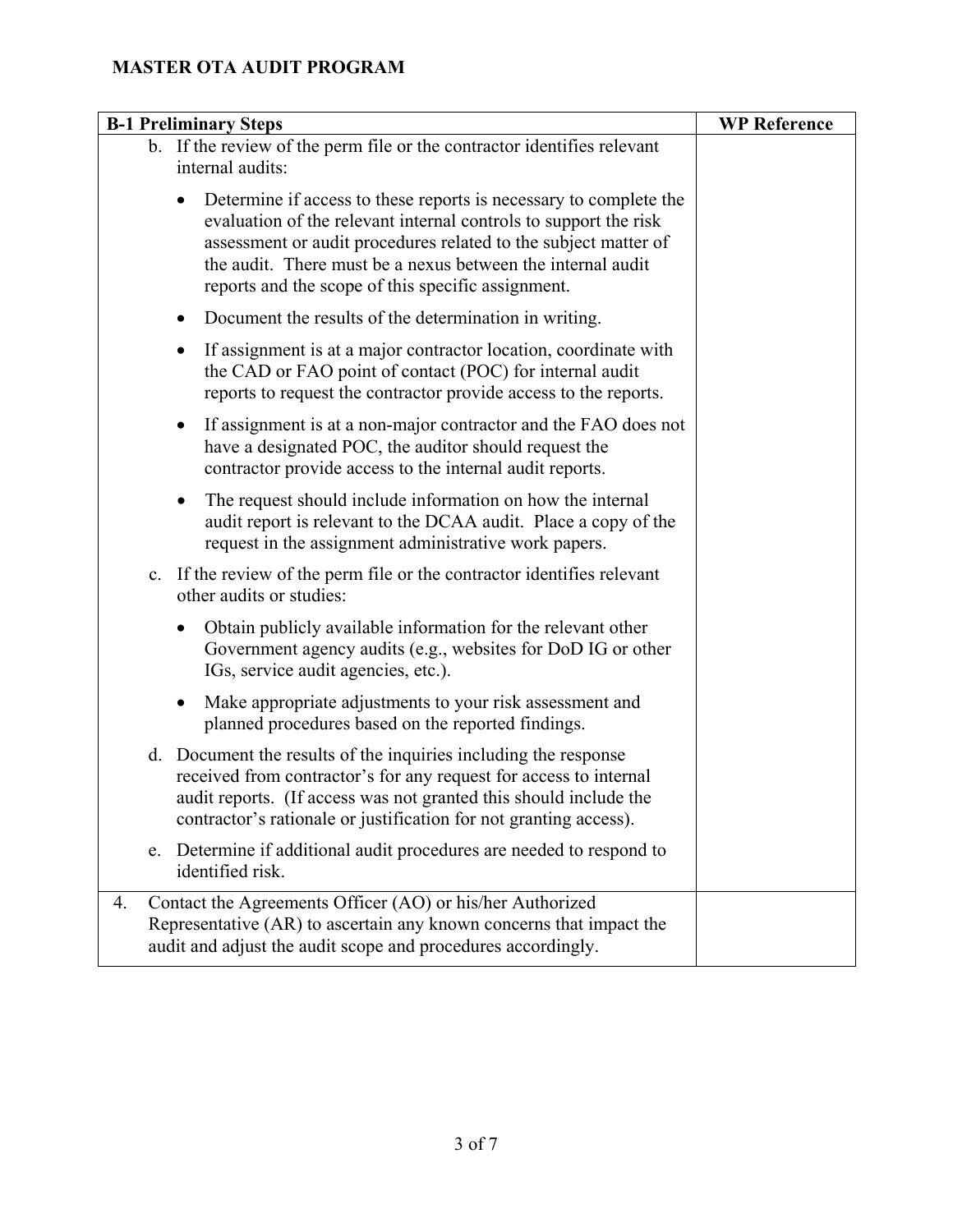**MASTER OTA AUDIT PROGRAM**

| B-1 Preliminary Steps | WP Reference |
|---|---|
| b. If the review of the perm file or the contractor identifies relevant internal audits:<br><br>• Determine if access to these reports is necessary to complete the evaluation of the relevant internal controls to support the risk assessment or audit procedures related to the subject matter of the audit. There must be a nexus between the internal audit reports and the scope of this specific assignment.<br><br>• Document the results of the determination in writing.<br><br>• If assignment is at a major contractor location, coordinate with the CAD or FAO point of contact (POC) for internal audit reports to request the contractor provide access to the reports.<br><br>• If assignment is at a non-major contractor and the FAO does not have a designated POC, the auditor should request the contractor provide access to the internal audit reports.<br><br>• The request should include information on how the internal audit report is relevant to the DCAA audit. Place a copy of the request in the assignment administrative work papers.<br><br>c. If the review of the perm file or the contractor identifies relevant other audits or studies:<br><br>• Obtain publicly available information for the relevant other Government agency audits (e.g., websites for DoD IG or other IGs, service audit agencies, etc.).<br><br>• Make appropriate adjustments to your risk assessment and planned procedures based on the reported findings.<br><br>d. Document the results of the inquiries including the response received from contractor's for any request for access to internal audit reports. (If access was not granted this should include the contractor's rationale or justification for not granting access).<br><br>e. Determine if additional audit procedures are needed to respond to identified risk. | |
| 4. Contact the Agreements Officer (AO) or his/her Authorized Representative (AR) to ascertain any known concerns that impact the audit and adjust the audit scope and procedures accordingly. | |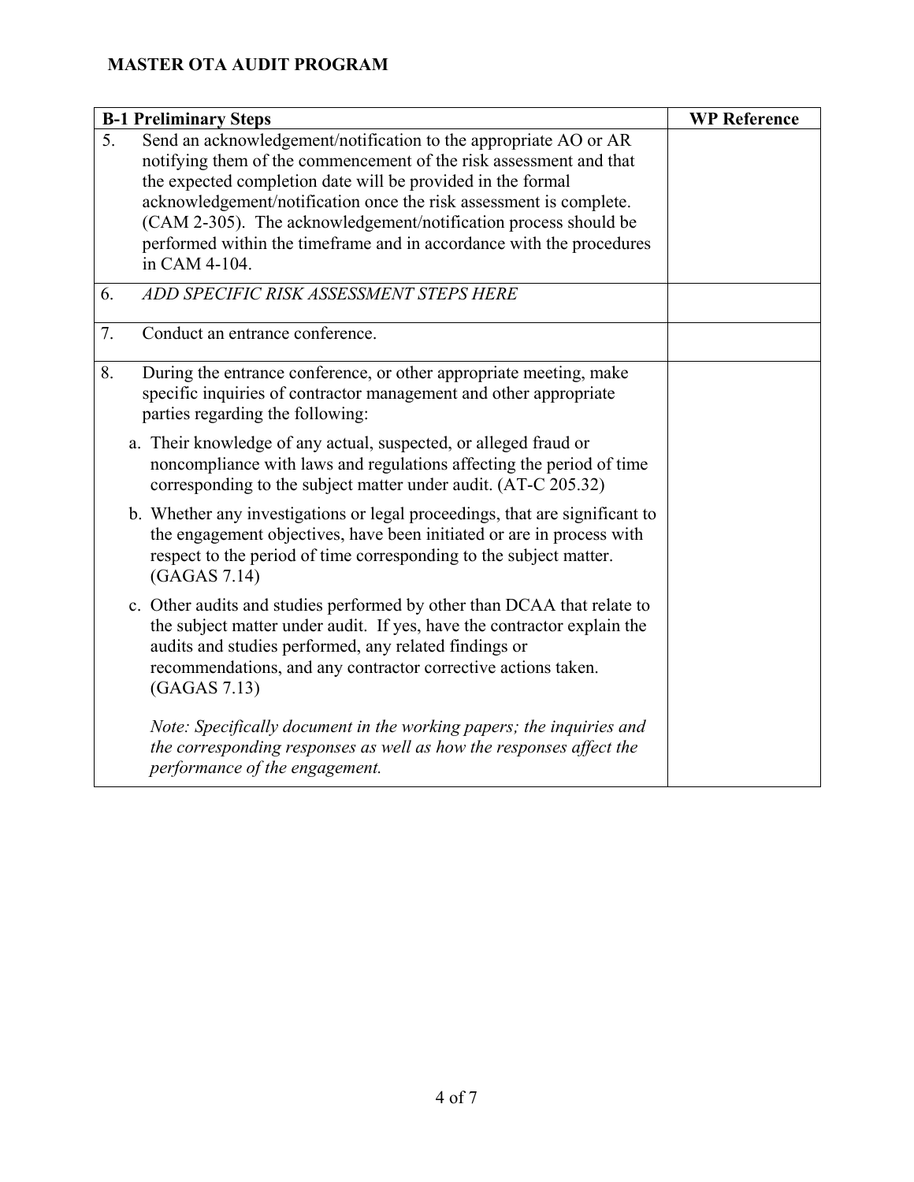**MASTER OTA AUDIT PROGRAM**

| B-1 Preliminary Steps | WP Reference |
|---|---|
| 5. Send an acknowledgement/notification to the appropriate AO or AR notifying them of the commencement of the risk assessment and that the expected completion date will be provided in the formal acknowledgement/notification once the risk assessment is complete. (CAM 2-305). The acknowledgement/notification process should be performed within the timeframe and in accordance with the procedures in CAM 4-104. | |
| 6. *ADD SPECIFIC RISK ASSESSMENT STEPS HERE* | |
| 7. Conduct an entrance conference. | |
| 8. During the entrance conference, or other appropriate meeting, make specific inquiries of contractor management and other appropriate parties regarding the following:<br><br>a. Their knowledge of any actual, suspected, or alleged fraud or noncompliance with laws and regulations affecting the period of time corresponding to the subject matter under audit. (AT-C 205.32)<br><br>b. Whether any investigations or legal proceedings, that are significant to the engagement objectives, have been initiated or are in process with respect to the period of time corresponding to the subject matter. (GAGAS 7.14)<br><br>c. Other audits and studies performed by other than DCAA that relate to the subject matter under audit. If yes, have the contractor explain the audits and studies performed, any related findings or recommendations, and any contractor corrective actions taken. (GAGAS 7.13)<br><br>*Note: Specifically document in the working papers; the inquiries and the corresponding responses as well as how the responses affect the performance of the engagement.* | |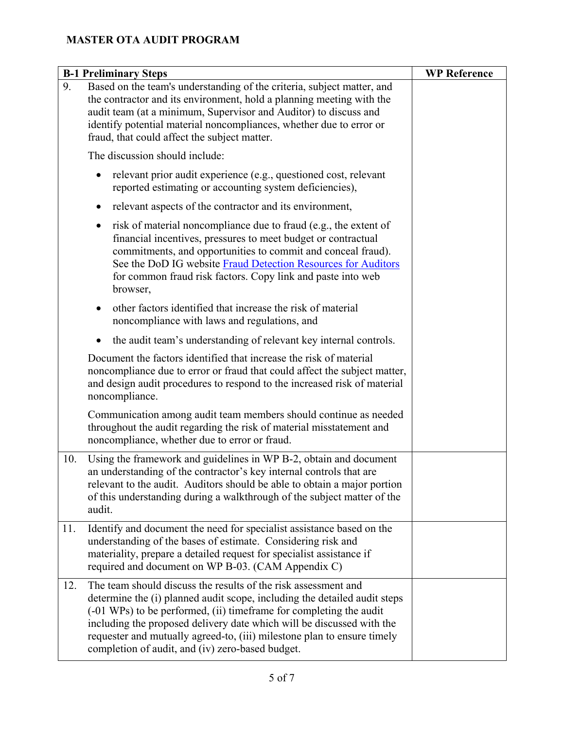## MASTER OTA AUDIT PROGRAM

| B-1 Preliminary Steps | WP Reference |
|---|---|
| 9. Based on the team's understanding of the criteria, subject matter, and the contractor and its environment, hold a planning meeting with the audit team (at a minimum, Supervisor and Auditor) to discuss and identify potential material noncompliances, whether due to error or fraud, that could affect the subject matter.<br><br>The discussion should include:<br><br>• relevant prior audit experience (e.g., questioned cost, relevant reported estimating or accounting system deficiencies),<br><br>• relevant aspects of the contractor and its environment,<br><br>• risk of material noncompliance due to fraud (e.g., the extent of financial incentives, pressures to meet budget or contractual commitments, and opportunities to commit and conceal fraud). See the DoD IG website Fraud Detection Resources for Auditors for common fraud risk factors. Copy link and paste into web browser,<br><br>• other factors identified that increase the risk of material noncompliance with laws and regulations, and<br><br>• the audit team's understanding of relevant key internal controls.<br><br>Document the factors identified that increase the risk of material noncompliance due to error or fraud that could affect the subject matter, and design audit procedures to respond to the increased risk of material noncompliance.<br><br>Communication among audit team members should continue as needed throughout the audit regarding the risk of material misstatement and noncompliance, whether due to error or fraud. | |
| 10. Using the framework and guidelines in WP B-2, obtain and document an understanding of the contractor's key internal controls that are relevant to the audit. Auditors should be able to obtain a major portion of this understanding during a walkthrough of the subject matter of the audit. | |
| 11. Identify and document the need for specialist assistance based on the understanding of the bases of estimate. Considering risk and materiality, prepare a detailed request for specialist assistance if required and document on WP B-03. (CAM Appendix C) | |
| 12. The team should discuss the results of the risk assessment and determine the (i) planned audit scope, including the detailed audit steps (-01 WPs) to be performed, (ii) timeframe for completing the audit including the proposed delivery date which will be discussed with the requester and mutually agreed-to, (iii) milestone plan to ensure timely completion of audit, and (iv) zero-based budget. | |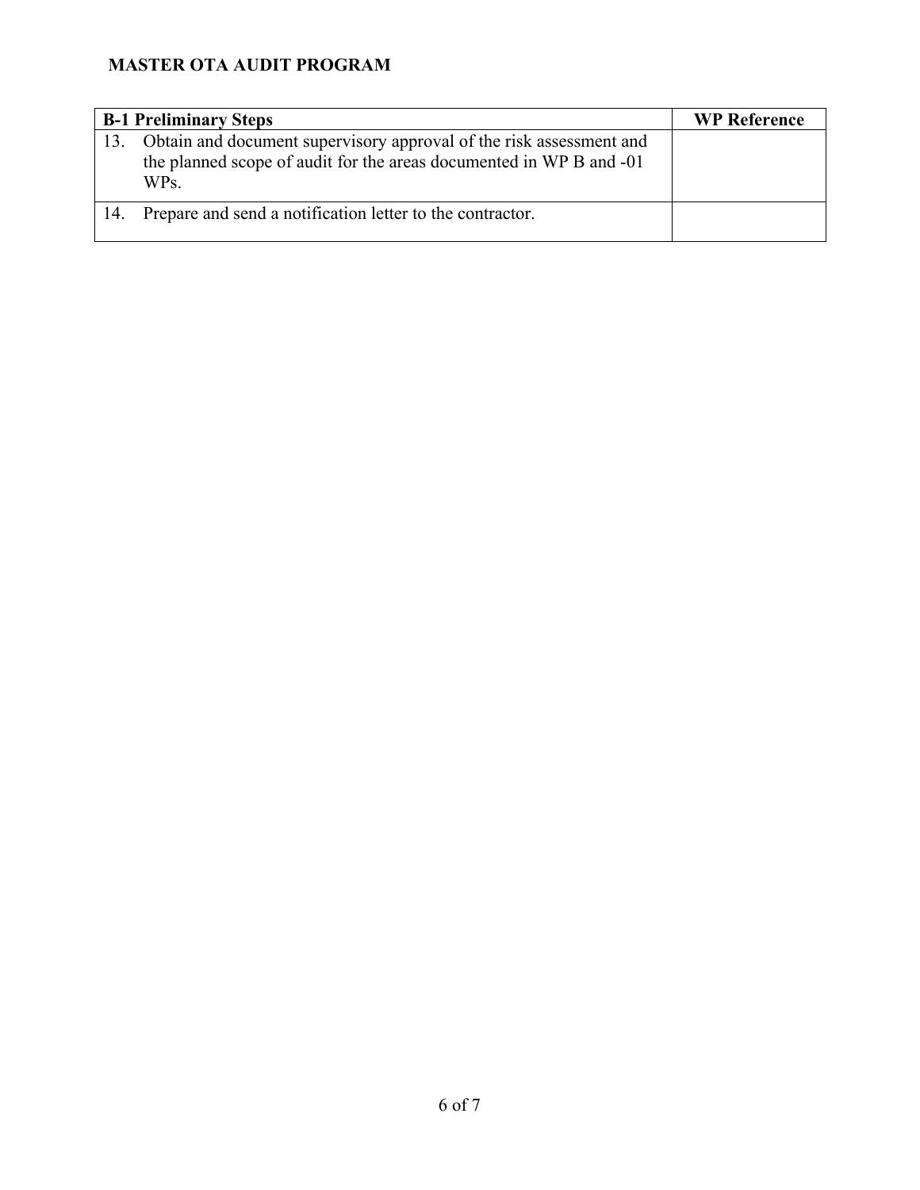## MASTER OTA AUDIT PROGRAM

| B-1 Preliminary Steps | WP Reference |
| --- | --- |
| 13. Obtain and document supervisory approval of the risk assessment and the planned scope of audit for the areas documented in WP B and -01 WPs. | |
| 14. Prepare and send a notification letter to the contractor. | |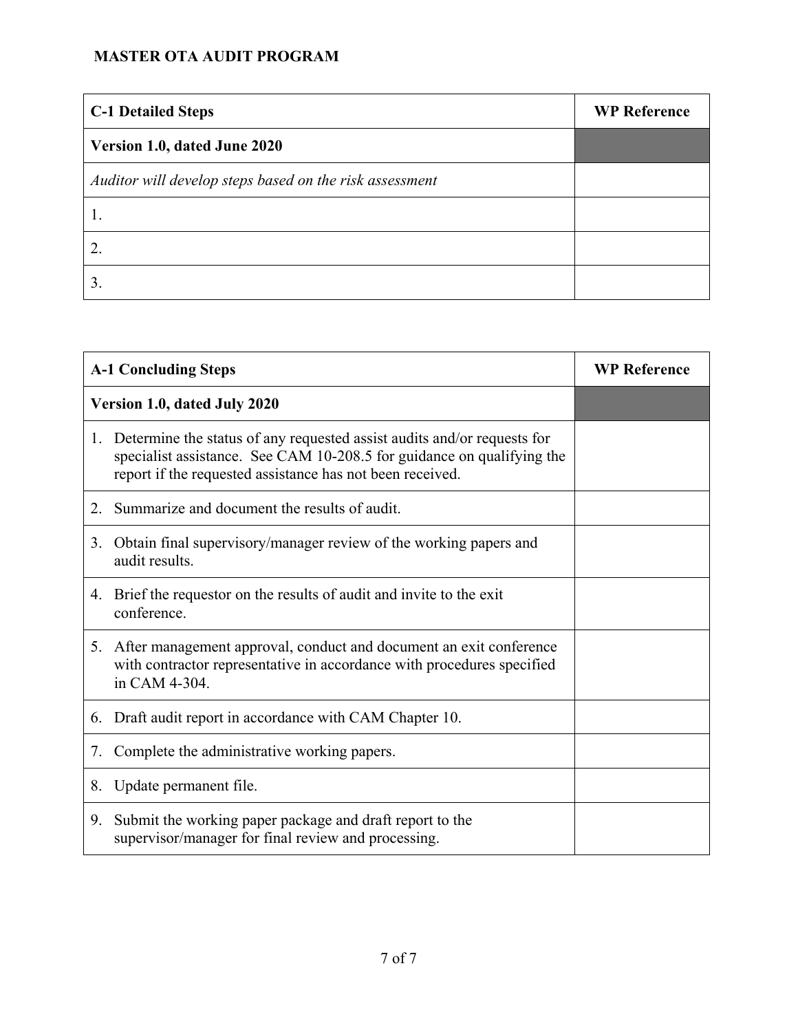**MASTER OTA AUDIT PROGRAM**

| C-1 Detailed Steps | WP Reference |
| --- | --- |
| **Version 1.0, dated June 2020** | |
| *Auditor will develop steps based on the risk assessment* | |
| 1. | |
| 2. | |
| 3. | |

| A-1 Concluding Steps | WP Reference |
| --- | --- |
| **Version 1.0, dated July 2020** | |
| 1. Determine the status of any requested assist audits and/or requests for specialist assistance. See CAM 10-208.5 for guidance on qualifying the report if the requested assistance has not been received. | |
| 2. Summarize and document the results of audit. | |
| 3. Obtain final supervisory/manager review of the working papers and audit results. | |
| 4. Brief the requestor on the results of audit and invite to the exit conference. | |
| 5. After management approval, conduct and document an exit conference with contractor representative in accordance with procedures specified in CAM 4-304. | |
| 6. Draft audit report in accordance with CAM Chapter 10. | |
| 7. Complete the administrative working papers. | |
| 8. Update permanent file. | |
| 9. Submit the working paper package and draft report to the supervisor/manager for final review and processing. | |